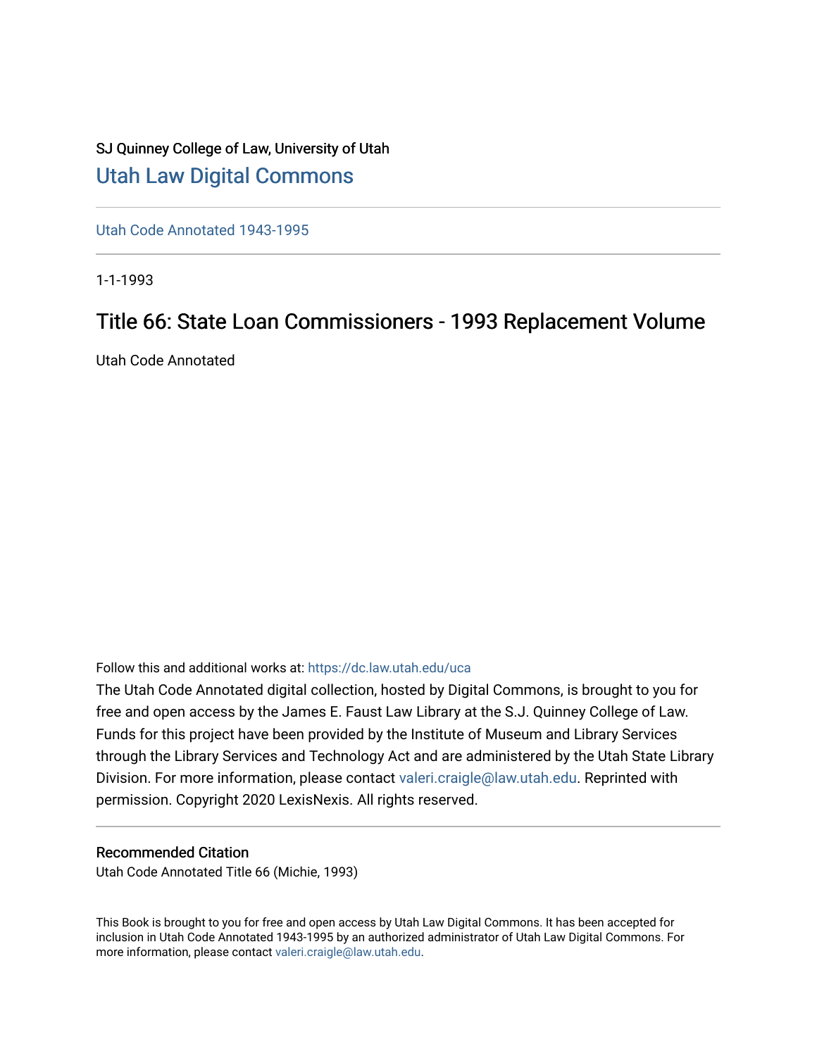SJ Quinney College of Law, University of Utah

## Utah Law Digital Commons

Utah Code Annotated 1943-1995

1-1-1993

# Title 66: State Loan Commissioners - 1993 Replacement Volume

Utah Code Annotated

Follow this and additional works at: https://dc.law.utah.edu/uca

The Utah Code Annotated digital collection, hosted by Digital Commons, is brought to you for free and open access by the James E. Faust Law Library at the S.J. Quinney College of Law. Funds for this project have been provided by the Institute of Museum and Library Services through the Library Services and Technology Act and are administered by the Utah State Library Division. For more information, please contact valeri.craigle@law.utah.edu. Reprinted with permission. Copyright 2020 LexisNexis. All rights reserved.

### Recommended Citation

Utah Code Annotated Title 66 (Michie, 1993)

This Book is brought to you for free and open access by Utah Law Digital Commons. It has been accepted for inclusion in Utah Code Annotated 1943-1995 by an authorized administrator of Utah Law Digital Commons. For more information, please contact valeri.craigle@law.utah.edu.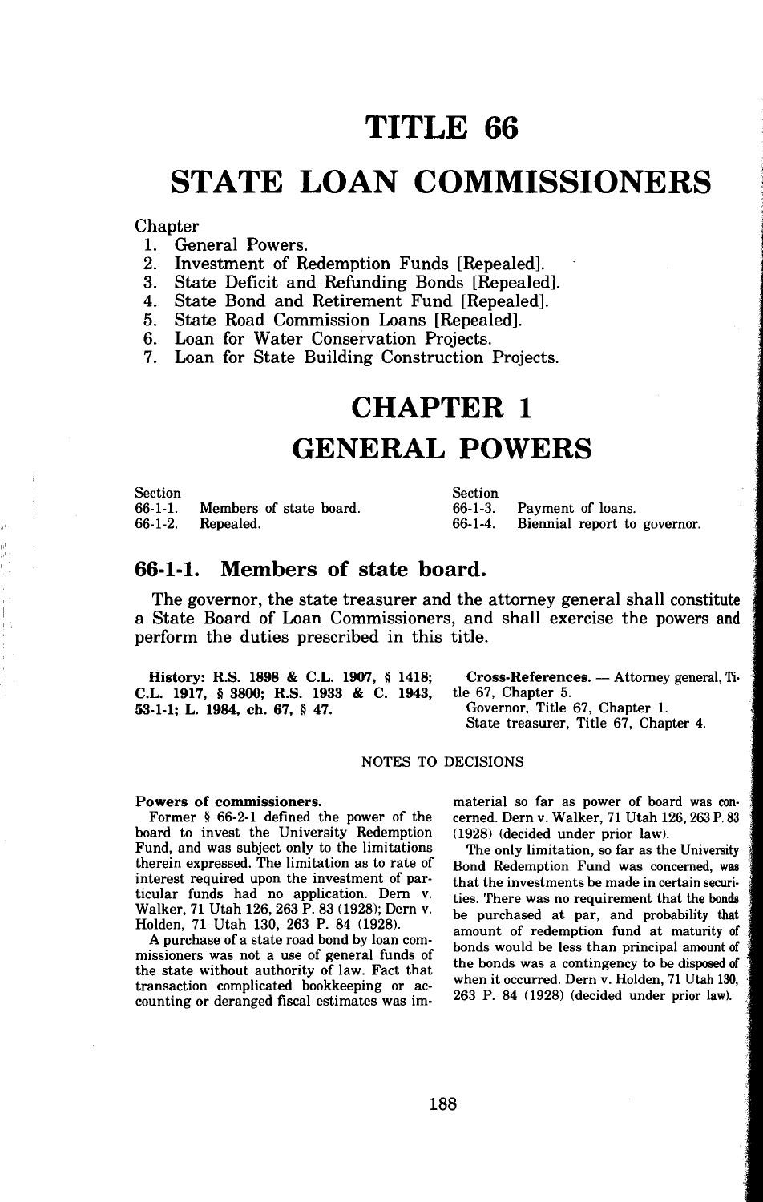# TITLE 66

# STATE LOAN COMMISSIONERS

Chapter
1. General Powers.
2. Investment of Redemption Funds [Repealed].
3. State Deficit and Refunding Bonds [Repealed].
4. State Bond and Retirement Fund [Repealed].
5. State Road Commission Loans [Repealed].
6. Loan for Water Conservation Projects.
7. Loan for State Building Construction Projects.

## CHAPTER 1

## GENERAL POWERS

| Section | | Section | |
|---|---|---|---|
| 66-1-1. | Members of state board. | 66-1-3. | Payment of loans. |
| 66-1-2. | Repealed. | 66-1-4. | Biennial report to governor. |

### 66-1-1. Members of state board.

The governor, the state treasurer and the attorney general shall constitute a State Board of Loan Commissioners, and shall exercise the powers and perform the duties prescribed in this title.

**History: R.S. 1898 & C.L. 1907, § 1418; C.L. 1917, § 3800; R.S. 1933 & C. 1943, 53-1-1; L. 1984, ch. 67, § 47.**

**Cross-References.** — Attorney general, Title 67, Chapter 5.
Governor, Title 67, Chapter 1.
State treasurer, Title 67, Chapter 4.

NOTES TO DECISIONS

**Powers of commissioners.**

Former § 66-2-1 defined the power of the board to invest the University Redemption Fund, and was subject only to the limitations therein expressed. The limitation as to rate of interest required upon the investment of particular funds had no application. Dern v. Walker, 71 Utah 126, 263 P. 83 (1928); Dern v. Holden, 71 Utah 130, 263 P. 84 (1928).

A purchase of a state road bond by loan commissioners was not a use of general funds of the state without authority of law. Fact that transaction complicated bookkeeping or accounting or deranged fiscal estimates was immaterial so far as power of board was concerned. Dern v. Walker, 71 Utah 126, 263 P. 83 (1928) (decided under prior law).

The only limitation, so far as the University Bond Redemption Fund was concerned, was that the investments be made in certain securities. There was no requirement that the bonds be purchased at par, and probability that amount of redemption fund at maturity of bonds would be less than principal amount of bonds was a contingency to be disposed of when it occurred. Dern v. Holden, 71 Utah 130, 263 P. 84 (1928) (decided under prior law).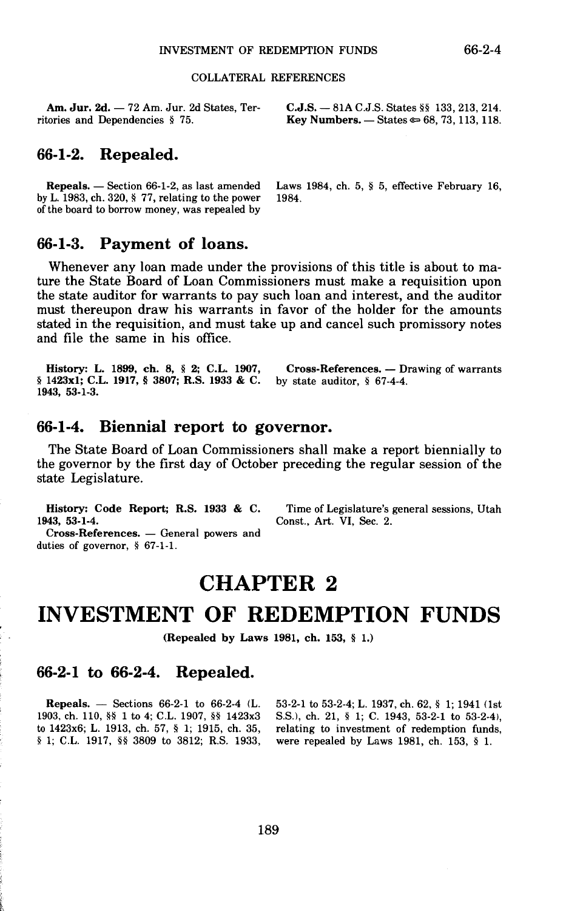COLLATERAL REFERENCES

**Am. Jur. 2d.** — 72 Am. Jur. 2d States, Territories and Dependencies § 75.

**C.J.S.** — 81A C.J.S. States §§ 133, 213, 214.
**Key Numbers.** — States ⇐ 68, 73, 113, 118.

## 66-1-2. Repealed.

**Repeals.** — Section 66-1-2, as last amended by L. 1983, ch. 320, § 77, relating to the power of the board to borrow money, was repealed by Laws 1984, ch. 5, § 5, effective February 16, 1984.

## 66-1-3. Payment of loans.

Whenever any loan made under the provisions of this title is about to mature the State Board of Loan Commissioners must make a requisition upon the state auditor for warrants to pay such loan and interest, and the auditor must thereupon draw his warrants in favor of the holder for the amounts stated in the requisition, and must take up and cancel such promissory notes and file the same in his office.

**History: L. 1899, ch. 8, § 2; C.L. 1907, § 1423x1; C.L. 1917, § 3807; R.S. 1933 & C. 1943, 53-1-3.**

**Cross-References.** — Drawing of warrants by state auditor, § 67-4-4.

## 66-1-4. Biennial report to governor.

The State Board of Loan Commissioners shall make a report biennially to the governor by the first day of October preceding the regular session of the state Legislature.

**History: Code Report; R.S. 1933 & C. 1943, 53-1-4.**

**Cross-References.** — General powers and duties of governor, § 67-1-1.

Time of Legislature's general sessions, Utah Const., Art. VI, Sec. 2.

# CHAPTER 2

# INVESTMENT OF REDEMPTION FUNDS

**(Repealed by Laws 1981, ch. 153, § 1.)**

## 66-2-1 to 66-2-4. Repealed.

**Repeals.** — Sections 66-2-1 to 66-2-4 (L. 1903, ch. 110, §§ 1 to 4; C.L. 1907, §§ 1423x3 to 1423x6; L. 1913, ch. 57, § 1; 1915, ch. 35, § 1; C.L. 1917, §§ 3809 to 3812; R.S. 1933, 53-2-1 to 53-2-4; L. 1937, ch. 62, § 1; 1941 (1st S.S.), ch. 21, § 1; C. 1943, 53-2-1 to 53-2-4), relating to investment of redemption funds, were repealed by Laws 1981, ch. 153, § 1.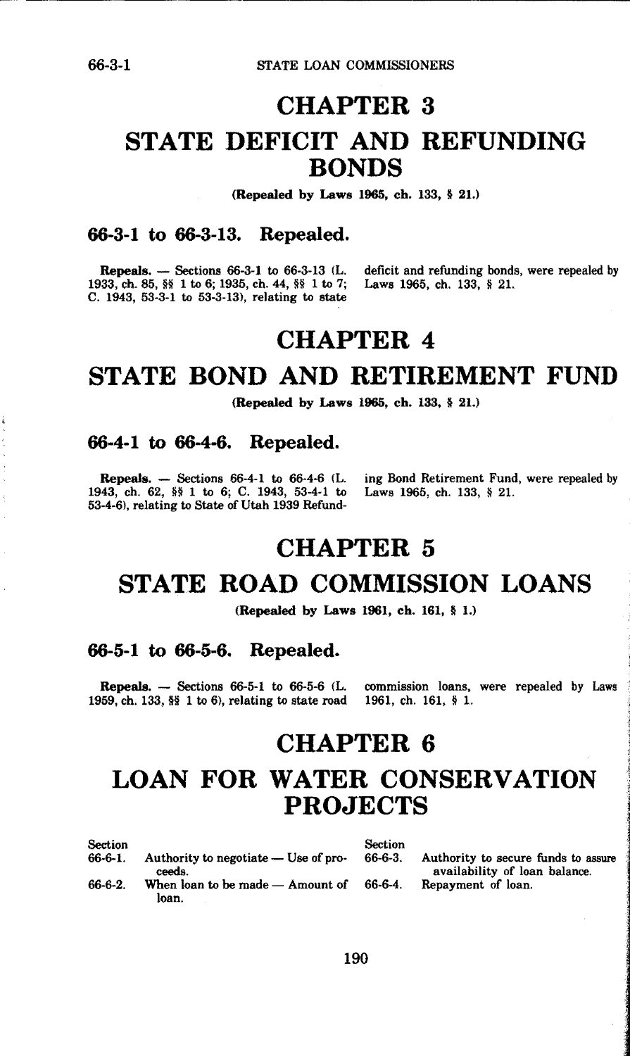# CHAPTER 3

# STATE DEFICIT AND REFUNDING BONDS

(Repealed by Laws 1965, ch. 133, § 21.)

## 66-3-1 to 66-3-13. Repealed.

**Repeals.** — Sections 66-3-1 to 66-3-13 (L. 1933, ch. 85, §§ 1 to 6; 1935, ch. 44, §§ 1 to 7; C. 1943, 53-3-1 to 53-3-13), relating to state deficit and refunding bonds, were repealed by Laws 1965, ch. 133, § 21.

# CHAPTER 4

# STATE BOND AND RETIREMENT FUND

(Repealed by Laws 1965, ch. 133, § 21.)

## 66-4-1 to 66-4-6. Repealed.

**Repeals.** — Sections 66-4-1 to 66-4-6 (L. 1943, ch. 62, §§ 1 to 6; C. 1943, 53-4-1 to 53-4-6), relating to State of Utah 1939 Refunding Bond Retirement Fund, were repealed by Laws 1965, ch. 133, § 21.

# CHAPTER 5

# STATE ROAD COMMISSION LOANS

(Repealed by Laws 1961, ch. 161, § 1.)

## 66-5-1 to 66-5-6. Repealed.

**Repeals.** — Sections 66-5-1 to 66-5-6 (L. 1959, ch. 133, §§ 1 to 6), relating to state road commission loans, were repealed by Laws 1961, ch. 161, § 1.

# CHAPTER 6

# LOAN FOR WATER CONSERVATION PROJECTS

| Section | |
|---|---|
| 66-6-1. | Authority to negotiate — Use of proceeds. |
| 66-6-2. | When loan to be made — Amount of loan. |
| 66-6-3. | Authority to secure funds to assure availability of loan balance. |
| 66-6-4. | Repayment of loan. |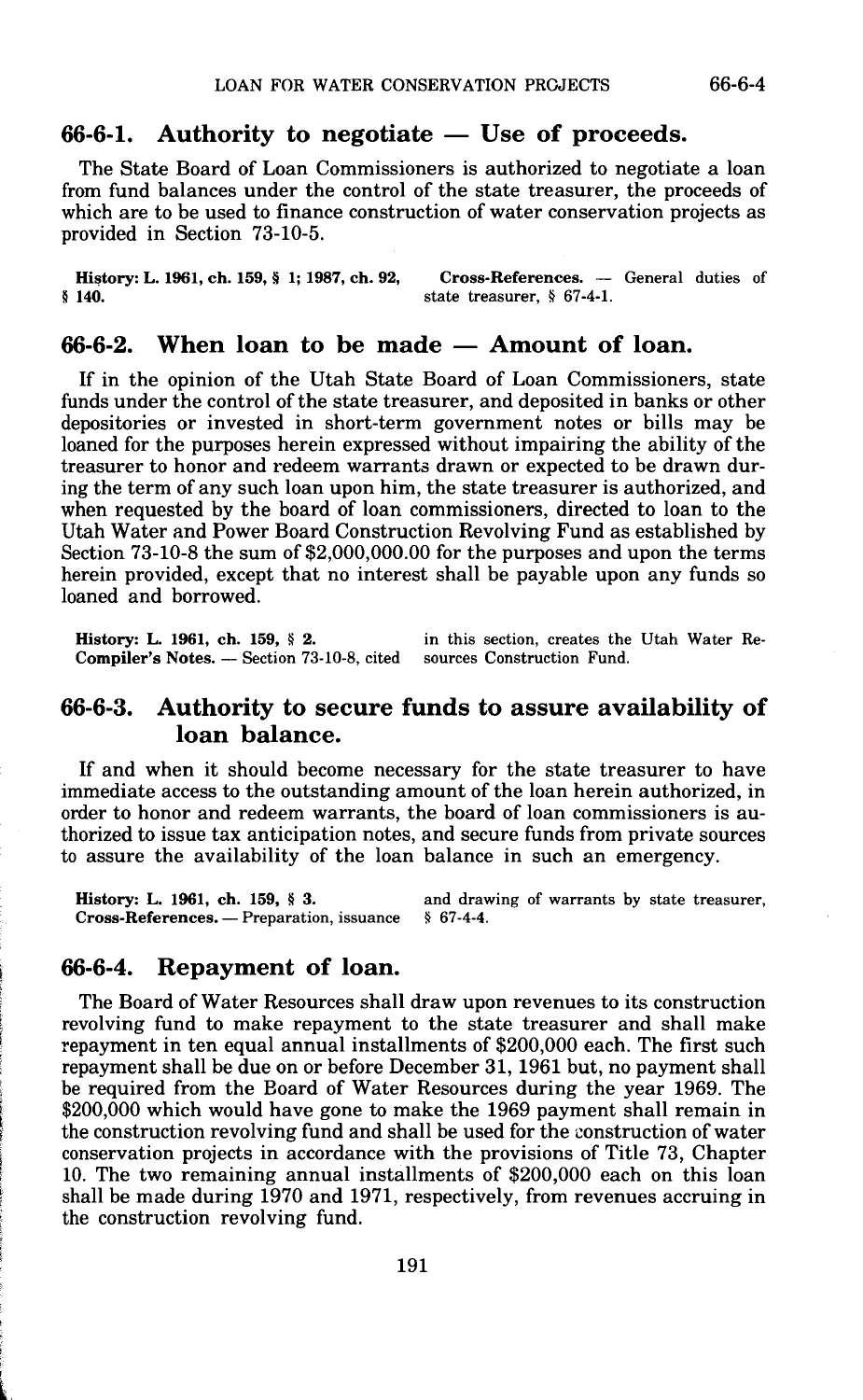## 66-6-1. Authority to negotiate — Use of proceeds.

The State Board of Loan Commissioners is authorized to negotiate a loan from fund balances under the control of the state treasurer, the proceeds of which are to be used to finance construction of water conservation projects as provided in Section 73-10-5.

**History: L. 1961, ch. 159, § 1; 1987, ch. 92, § 140.**

**Cross-References.** — General duties of state treasurer, § 67-4-1.

## 66-6-2. When loan to be made — Amount of loan.

If in the opinion of the Utah State Board of Loan Commissioners, state funds under the control of the state treasurer, and deposited in banks or other depositories or invested in short-term government notes or bills may be loaned for the purposes herein expressed without impairing the ability of the treasurer to honor and redeem warrants drawn or expected to be drawn during the term of any such loan upon him, the state treasurer is authorized, and when requested by the board of loan commissioners, directed to loan to the Utah Water and Power Board Construction Revolving Fund as established by Section 73-10-8 the sum of $2,000,000.00 for the purposes and upon the terms herein provided, except that no interest shall be payable upon any funds so loaned and borrowed.

**History: L. 1961, ch. 159, § 2.**

**Compiler's Notes.** — Section 73-10-8, cited in this section, creates the Utah Water Resources Construction Fund.

## 66-6-3. Authority to secure funds to assure availability of loan balance.

If and when it should become necessary for the state treasurer to have immediate access to the outstanding amount of the loan herein authorized, in order to honor and redeem warrants, the board of loan commissioners is authorized to issue tax anticipation notes, and secure funds from private sources to assure the availability of the loan balance in such an emergency.

**History: L. 1961, ch. 159, § 3.**

**Cross-References.** — Preparation, issuance and drawing of warrants by state treasurer, § 67-4-4.

## 66-6-4. Repayment of loan.

The Board of Water Resources shall draw upon revenues to its construction revolving fund to make repayment to the state treasurer and shall make repayment in ten equal annual installments of $200,000 each. The first such repayment shall be due on or before December 31, 1961 but, no payment shall be required from the Board of Water Resources during the year 1969. The $200,000 which would have gone to make the 1969 payment shall remain in the construction revolving fund and shall be used for the construction of water conservation projects in accordance with the provisions of Title 73, Chapter 10. The two remaining annual installments of $200,000 each on this loan shall be made during 1970 and 1971, respectively, from revenues accruing in the construction revolving fund.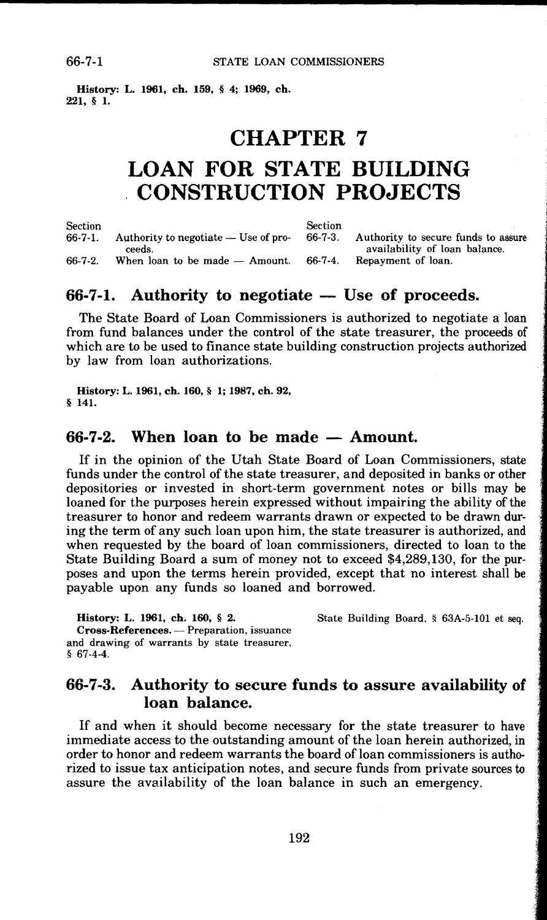**History:** L. 1961, ch. 159, § 4; 1969, ch. 221, § 1.

# CHAPTER 7

# LOAN FOR STATE BUILDING CONSTRUCTION PROJECTS

| Section | | Section | |
|---|---|---|---|
| 66-7-1. | Authority to negotiate — Use of proceeds. | 66-7-3. | Authority to secure funds to assure availability of loan balance. |
| 66-7-2. | When loan to be made — Amount. | 66-7-4. | Repayment of loan. |

## 66-7-1. Authority to negotiate — Use of proceeds.

The State Board of Loan Commissioners is authorized to negotiate a loan from fund balances under the control of the state treasurer, the proceeds of which are to be used to finance state building construction projects authorized by law from loan authorizations.

**History:** L. 1961, ch. 160, § 1; 1987, ch. 92, § 141.

## 66-7-2. When loan to be made — Amount.

If in the opinion of the Utah State Board of Loan Commissioners, state funds under the control of the state treasurer, and deposited in banks or other depositories or invested in short-term government notes or bills may be loaned for the purposes herein expressed without impairing the ability of the treasurer to honor and redeem warrants drawn or expected to be drawn during the term of any such loan upon him, the state treasurer is authorized, and when requested by the board of loan commissioners, directed to loan to the State Building Board a sum of money not to exceed $4,289,130, for the purposes and upon the terms herein provided, except that no interest shall be payable upon any funds so loaned and borrowed.

**History:** L. 1961, ch. 160, § 2.

**Cross-References.** — Preparation, issuance and drawing of warrants by state treasurer, § 67-4-4.

State Building Board, § 63A-5-101 et seq.

## 66-7-3. Authority to secure funds to assure availability of loan balance.

If and when it should become necessary for the state treasurer to have immediate access to the outstanding amount of the loan herein authorized, in order to honor and redeem warrants the board of loan commissioners is authorized to issue tax anticipation notes, and secure funds from private sources to assure the availability of the loan balance in such an emergency.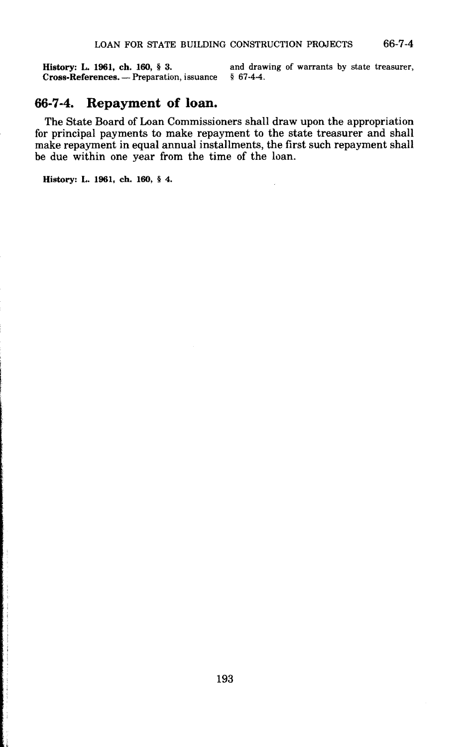**History:** L. 1961, ch. 160, § 3.

**Cross-References.** — Preparation, issuance and drawing of warrants by state treasurer, § 67-4-4.

## 66-7-4. Repayment of loan.

The State Board of Loan Commissioners shall draw upon the appropriation for principal payments to make repayment to the state treasurer and shall make repayment in equal annual installments, the first such repayment shall be due within one year from the time of the loan.

**History:** L. 1961, ch. 160, § 4.